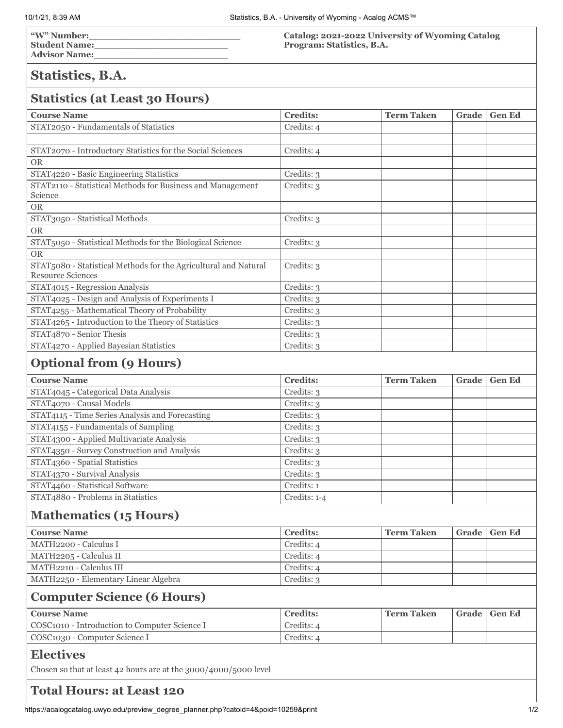**"W" Number:**\_\_\_\_\_\_\_\_\_\_\_\_\_\_\_\_\_\_\_\_\_\_\_\_
**Student Name:**\_\_\_\_\_\_\_\_\_\_\_\_\_\_\_\_\_\_\_\_\_\_\_\_
**Advisor Name:**\_\_\_\_\_\_\_\_\_\_\_\_\_\_\_\_\_\_\_\_\_\_\_\_

**Catalog: 2021-2022 University of Wyoming Catalog**
**Program: Statistics, B.A.**

# Statistics, B.A.

## Statistics (at Least 30 Hours)

| Course Name | Credits: | Term Taken | Grade | Gen Ed |
|---|---|---|---|---|
| STAT2050 - Fundamentals of Statistics | Credits: 4 | | | |
| | | | | |
| STAT2070 - Introductory Statistics for the Social Sciences | Credits: 4 | | | |
| OR | | | | |
| STAT4220 - Basic Engineering Statistics | Credits: 3 | | | |
| STAT2110 - Statistical Methods for Business and Management Science | Credits: 3 | | | |
| OR | | | | |
| STAT3050 - Statistical Methods | Credits: 3 | | | |
| OR | | | | |
| STAT5050 - Statistical Methods for the Biological Science | Credits: 3 | | | |
| OR | | | | |
| STAT5080 - Statistical Methods for the Agricultural and Natural Resource Sciences | Credits: 3 | | | |
| STAT4015 - Regression Analysis | Credits: 3 | | | |
| STAT4025 - Design and Analysis of Experiments I | Credits: 3 | | | |
| STAT4255 - Mathematical Theory of Probability | Credits: 3 | | | |
| STAT4265 - Introduction to the Theory of Statistics | Credits: 3 | | | |
| STAT4870 - Senior Thesis | Credits: 3 | | | |
| STAT4270 - Applied Bayesian Statistics | Credits: 3 | | | |

## Optional from (9 Hours)

| Course Name | Credits: | Term Taken | Grade | Gen Ed |
|---|---|---|---|---|
| STAT4045 - Categorical Data Analysis | Credits: 3 | | | |
| STAT4070 - Causal Models | Credits: 3 | | | |
| STAT4115 - Time Series Analysis and Forecasting | Credits: 3 | | | |
| STAT4155 - Fundamentals of Sampling | Credits: 3 | | | |
| STAT4300 - Applied Multivariate Analysis | Credits: 3 | | | |
| STAT4350 - Survey Construction and Analysis | Credits: 3 | | | |
| STAT4360 - Spatial Statistics | Credits: 3 | | | |
| STAT4370 - Survival Analysis | Credits: 3 | | | |
| STAT4460 - Statistical Software | Credits: 1 | | | |
| STAT4880 - Problems in Statistics | Credits: 1-4 | | | |

## Mathematics (15 Hours)

| Course Name | Credits: | Term Taken | Grade | Gen Ed |
|---|---|---|---|---|
| MATH2200 - Calculus I | Credits: 4 | | | |
| MATH2205 - Calculus II | Credits: 4 | | | |
| MATH2210 - Calculus III | Credits: 4 | | | |
| MATH2250 - Elementary Linear Algebra | Credits: 3 | | | |

## Computer Science (6 Hours)

| Course Name | Credits: | Term Taken | Grade | Gen Ed |
|---|---|---|---|---|
| COSC1010 - Introduction to Computer Science I | Credits: 4 | | | |
| COSC1030 - Computer Science I | Credits: 4 | | | |

## Electives

Chosen so that at least 42 hours are at the 3000/4000/5000 level

## Total Hours: at Least 120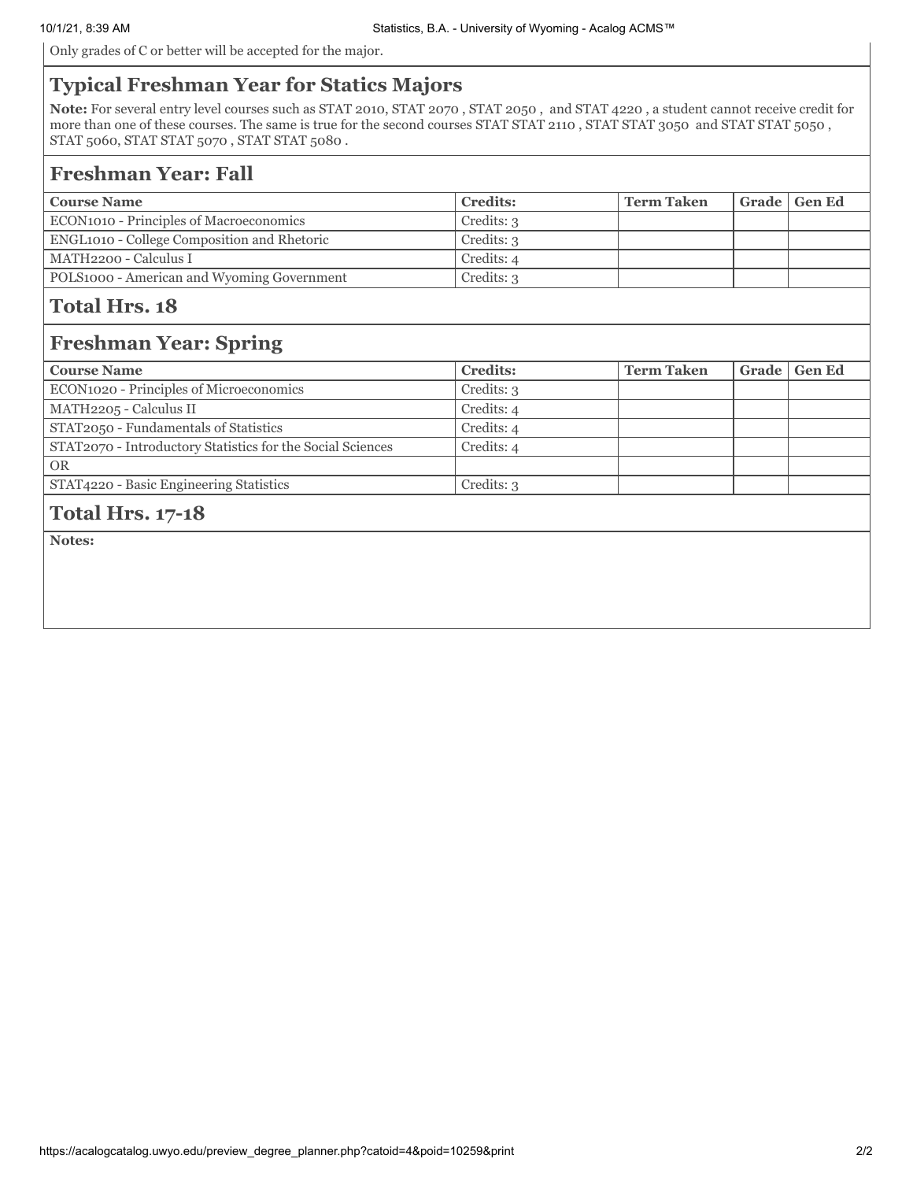Only grades of C or better will be accepted for the major.

## Typical Freshman Year for Statics Majors

**Note:** For several entry level courses such as STAT 2010, STAT 2070 , STAT 2050 , and STAT 4220 , a student cannot receive credit for more than one of these courses. The same is true for the second courses STAT STAT 2110 , STAT STAT 3050 and STAT STAT 5050 , STAT 5060, STAT STAT 5070 , STAT STAT 5080 .

## Freshman Year: Fall

| Course Name | Credits: | Term Taken | Grade | Gen Ed |
|---|---|---|---|---|
| ECON1010 - Principles of Macroeconomics | Credits: 3 | | | |
| ENGL1010 - College Composition and Rhetoric | Credits: 3 | | | |
| MATH2200 - Calculus I | Credits: 4 | | | |
| POLS1000 - American and Wyoming Government | Credits: 3 | | | |

## Total Hrs. 18

## Freshman Year: Spring

| Course Name | Credits: | Term Taken | Grade | Gen Ed |
|---|---|---|---|---|
| ECON1020 - Principles of Microeconomics | Credits: 3 | | | |
| MATH2205 - Calculus II | Credits: 4 | | | |
| STAT2050 - Fundamentals of Statistics | Credits: 4 | | | |
| STAT2070 - Introductory Statistics for the Social Sciences | Credits: 4 | | | |
| OR | | | | |
| STAT4220 - Basic Engineering Statistics | Credits: 3 | | | |

## Total Hrs. 17-18

**Notes:**